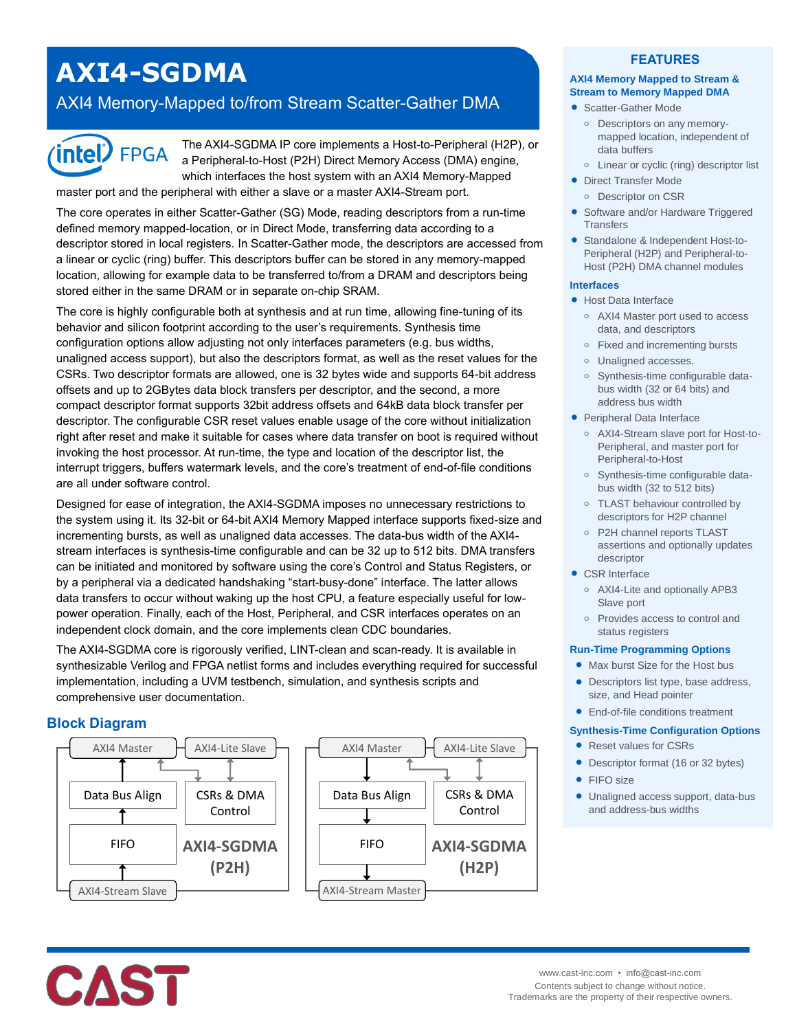// AXI4-SGDMA OCR transcription
# AXI4-SGDMA

## AXI4 Memory-Mapped to/from Stream Scatter-Gather DMA

The AXI4-SGDMA IP core implements a Host-to-Peripheral (H2P), or a Peripheral-to-Host (P2H) Direct Memory Access (DMA) engine, which interfaces the host system with an AXI4 Memory-Mapped master port and the peripheral with either a slave or a master AXI4-Stream port.

The core operates in either Scatter-Gather (SG) Mode, reading descriptors from a run-time defined memory mapped-location, or in Direct Mode, transferring data according to a descriptor stored in local registers. In Scatter-Gather mode, the descriptors are accessed from a linear or cyclic (ring) buffer. This descriptors buffer can be stored in any memory-mapped location, allowing for example data to be transferred to/from a DRAM and descriptors being stored either in the same DRAM or in separate on-chip SRAM.

The core is highly configurable both at synthesis and at run time, allowing fine-tuning of its behavior and silicon footprint according to the user's requirements. Synthesis time configuration options allow adjusting not only interfaces parameters (e.g. bus widths, unaligned access support), but also the descriptors format, as well as the reset values for the CSRs. Two descriptor formats are allowed, one is 32 bytes wide and supports 64-bit address offsets and up to 2GBytes data block transfers per descriptor, and the second, a more compact descriptor format supports 32bit address offsets and 64kB data block transfer per descriptor. The configurable CSR reset values enable usage of the core without initialization right after reset and make it suitable for cases where data transfer on boot is required without invoking the host processor. At run-time, the type and location of the descriptor list, the interrupt triggers, buffers watermark levels, and the core's treatment of end-of-file conditions are all under software control.

Designed for ease of integration, the AXI4-SGDMA imposes no unnecessary restrictions to the system using it. Its 32-bit or 64-bit AXI4 Memory Mapped interface supports fixed-size and incrementing bursts, as well as unaligned data accesses. The data-bus width of the AXI4-stream interfaces is synthesis-time configurable and can be 32 up to 512 bits. DMA transfers can be initiated and monitored by software using the core's Control and Status Registers, or by a peripheral via a dedicated handshaking "start-busy-done" interface. The latter allows data transfers to occur without waking up the host CPU, a feature especially useful for low-power operation. Finally, each of the Host, Peripheral, and CSR interfaces operates on an independent clock domain, and the core implements clean CDC boundaries.

The AXI4-SGDMA core is rigorously verified, LINT-clean and scan-ready. It is available in synthesizable Verilog and FPGA netlist forms and includes everything required for successful implementation, including a UVM testbench, simulation, and synthesis scripts and comprehensive user documentation.

## Block Diagram

AXI4-SGDMA (P2H): AXI4 Master, AXI4-Lite Slave, Data Bus Align, CSRs & DMA Control, FIFO, AXI4-Stream Slave

AXI4-SGDMA (H2P): AXI4 Master, AXI4-Lite Slave, Data Bus Align, CSRs & DMA Control, FIFO, AXI4-Stream Master

## FEATURES

### AXI4 Memory Mapped to Stream & Stream to Memory Mapped DMA

- Scatter-Gather Mode
  - Descriptors on any memory-mapped location, independent of data buffers
  - Linear or cyclic (ring) descriptor list
- Direct Transfer Mode
  - Descriptor on CSR
- Software and/or Hardware Triggered Transfers
- Standalone & Independent Host-to-Peripheral (H2P) and Peripheral-to-Host (P2H) DMA channel modules

### Interfaces

- Host Data Interface
  - AXI4 Master port used to access data, and descriptors
  - Fixed and incrementing bursts
  - Unaligned accesses.
  - Synthesis-time configurable data-bus width (32 or 64 bits) and address bus width
- Peripheral Data Interface
  - AXI4-Stream slave port for Host-to-Peripheral, and master port for Peripheral-to-Host
  - Synthesis-time configurable data-bus width (32 to 512 bits)
  - TLAST behaviour controlled by descriptors for H2P channel
  - P2H channel reports TLAST assertions and optionally updates descriptor
- CSR Interface
  - AXI4-Lite and optionally APB3 Slave port
  - Provides access to control and status registers

### Run-Time Programming Options

- Max burst Size for the Host bus
- Descriptors list type, base address, size, and Head pointer
- End-of-file conditions treatment

### Synthesis-Time Configuration Options

- Reset values for CSRs
- Descriptor format (16 or 32 bytes)
- FIFO size
- Unaligned access support, data-bus and address-bus widths

www.cast-inc.com • info@cast-inc.com
Contents subject to change without notice.
Trademarks are the property of their respective owners.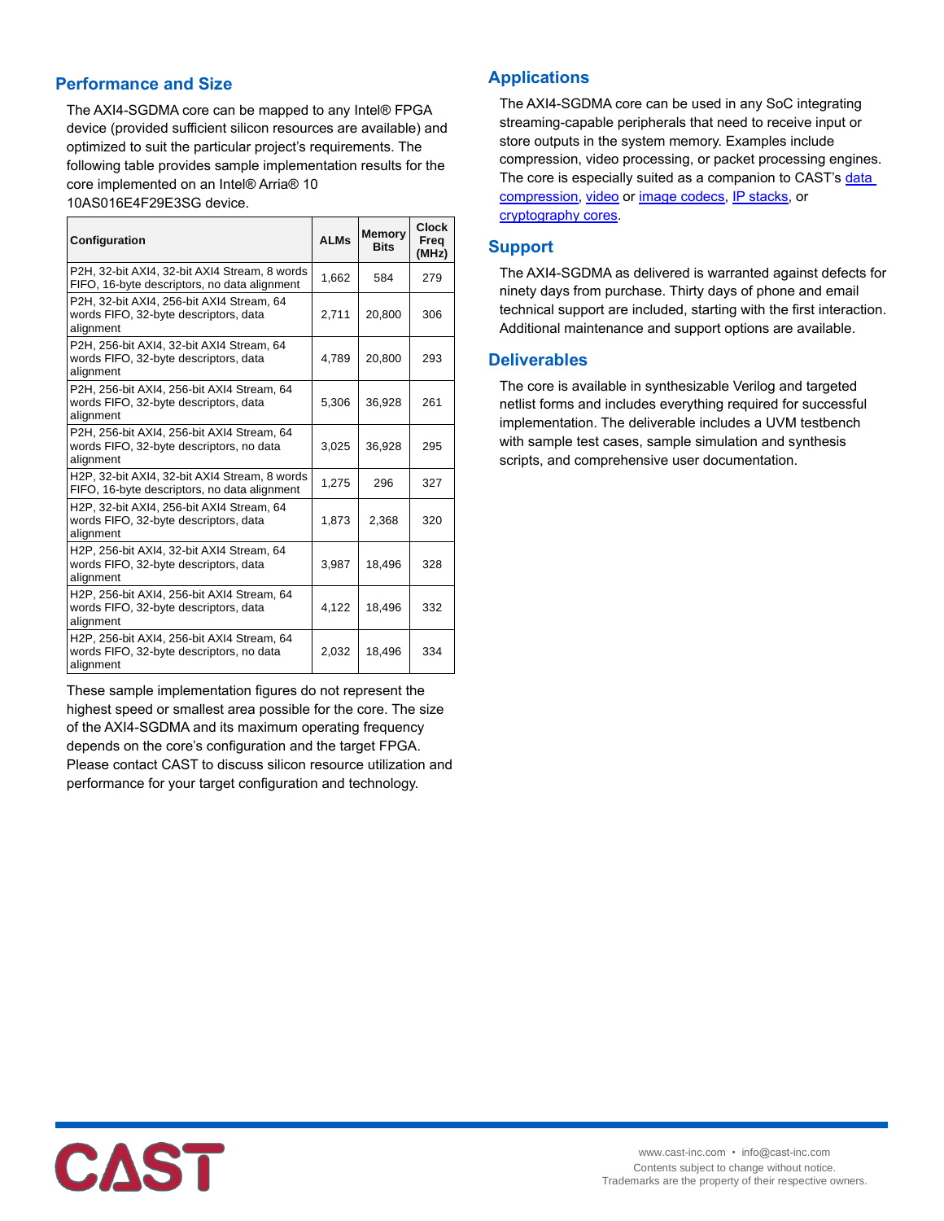## Performance and Size

The AXI4-SGDMA core can be mapped to any Intel® FPGA device (provided sufficient silicon resources are available) and optimized to suit the particular project's requirements. The following table provides sample implementation results for the core implemented on an Intel® Arria® 10 10AS016E4F29E3SG device.

| Configuration | ALMs | Memory Bits | Clock Freq (MHz) |
| --- | --- | --- | --- |
| P2H, 32-bit AXI4, 32-bit AXI4 Stream, 8 words FIFO, 16-byte descriptors, no data alignment | 1,662 | 584 | 279 |
| P2H, 32-bit AXI4, 256-bit AXI4 Stream, 64 words FIFO, 32-byte descriptors, data alignment | 2,711 | 20,800 | 306 |
| P2H, 256-bit AXI4, 32-bit AXI4 Stream, 64 words FIFO, 32-byte descriptors, data alignment | 4,789 | 20,800 | 293 |
| P2H, 256-bit AXI4, 256-bit AXI4 Stream, 64 words FIFO, 32-byte descriptors, data alignment | 5,306 | 36,928 | 261 |
| P2H, 256-bit AXI4, 256-bit AXI4 Stream, 64 words FIFO, 32-byte descriptors, no data alignment | 3,025 | 36,928 | 295 |
| H2P, 32-bit AXI4, 32-bit AXI4 Stream, 8 words FIFO, 16-byte descriptors, no data alignment | 1,275 | 296 | 327 |
| H2P, 32-bit AXI4, 256-bit AXI4 Stream, 64 words FIFO, 32-byte descriptors, data alignment | 1,873 | 2,368 | 320 |
| H2P, 256-bit AXI4, 32-bit AXI4 Stream, 64 words FIFO, 32-byte descriptors, data alignment | 3,987 | 18,496 | 328 |
| H2P, 256-bit AXI4, 256-bit AXI4 Stream, 64 words FIFO, 32-byte descriptors, data alignment | 4,122 | 18,496 | 332 |
| H2P, 256-bit AXI4, 256-bit AXI4 Stream, 64 words FIFO, 32-byte descriptors, no data alignment | 2,032 | 18,496 | 334 |

These sample implementation figures do not represent the highest speed or smallest area possible for the core. The size of the AXI4-SGDMA and its maximum operating frequency depends on the core's configuration and the target FPGA. Please contact CAST to discuss silicon resource utilization and performance for your target configuration and technology.

## Applications

The AXI4-SGDMA core can be used in any SoC integrating streaming-capable peripherals that need to receive input or store outputs in the system memory. Examples include compression, video processing, or packet processing engines. The core is especially suited as a companion to CAST's data compression, video or image codecs, IP stacks, or cryptography cores.

## Support

The AXI4-SGDMA as delivered is warranted against defects for ninety days from purchase. Thirty days of phone and email technical support are included, starting with the first interaction. Additional maintenance and support options are available.

## Deliverables

The core is available in synthesizable Verilog and targeted netlist forms and includes everything required for successful implementation. The deliverable includes a UVM testbench with sample test cases, sample simulation and synthesis scripts, and comprehensive user documentation.

CAST

www.cast-inc.com • info@cast-inc.com
Contents subject to change without notice.
Trademarks are the property of their respective owners.